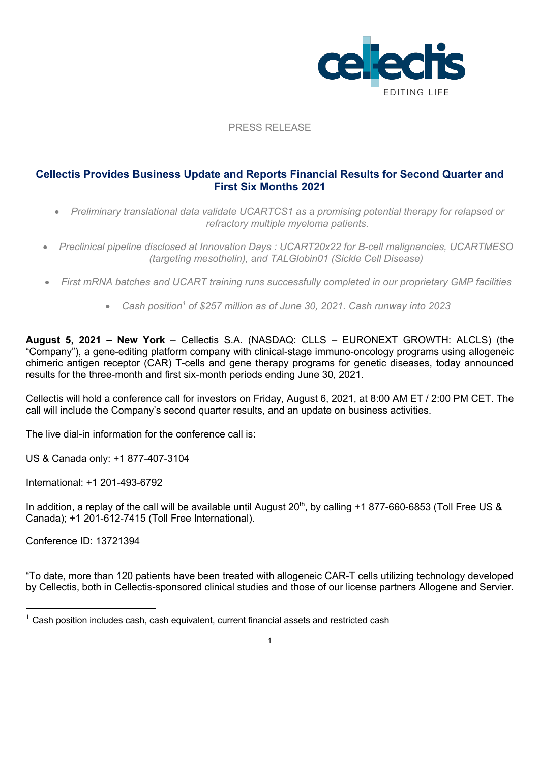PRESS RELEASE

# Cellectis Provides Business Update and Reports Financial Results for Second Quarter and First Six Months 2021

- *Preliminary translational data validate UCARTCS1 as a promising potential therapy for relapsed or refractory multiple myeloma patients.*
- *Preclinical pipeline disclosed at Innovation Days : UCART20x22 for B-cell malignancies, UCARTMESO (targeting mesothelin), and TALGlobin01 (Sickle Cell Disease)*
- *First mRNA batches and UCART training runs successfully completed in our proprietary GMP facilities*
- *Cash position[1] of $257 million as of June 30, 2021. Cash runway into 2023*

**August 5, 2021 – New York** – Cellectis S.A. (NASDAQ: CLLS – EURONEXT GROWTH: ALCLS) (the "Company"), a gene-editing platform company with clinical-stage immuno-oncology programs using allogeneic chimeric antigen receptor (CAR) T-cells and gene therapy programs for genetic diseases, today announced results for the three-month and first six-month periods ending June 30, 2021.

Cellectis will hold a conference call for investors on Friday, August 6, 2021, at 8:00 AM ET / 2:00 PM CET. The call will include the Company's second quarter results, and an update on business activities.

The live dial-in information for the conference call is:

US & Canada only: +1 877-407-3104

International: +1 201-493-6792

In addition, a replay of the call will be available until August 20th, by calling +1 877-660-6853 (Toll Free US & Canada); +1 201-612-7415 (Toll Free International).

Conference ID: 13721394

"To date, more than 120 patients have been treated with allogeneic CAR-T cells utilizing technology developed by Cellectis, both in Cellectis-sponsored clinical studies and those of our license partners Allogene and Servier.

[1] Cash position includes cash, cash equivalent, current financial assets and restricted cash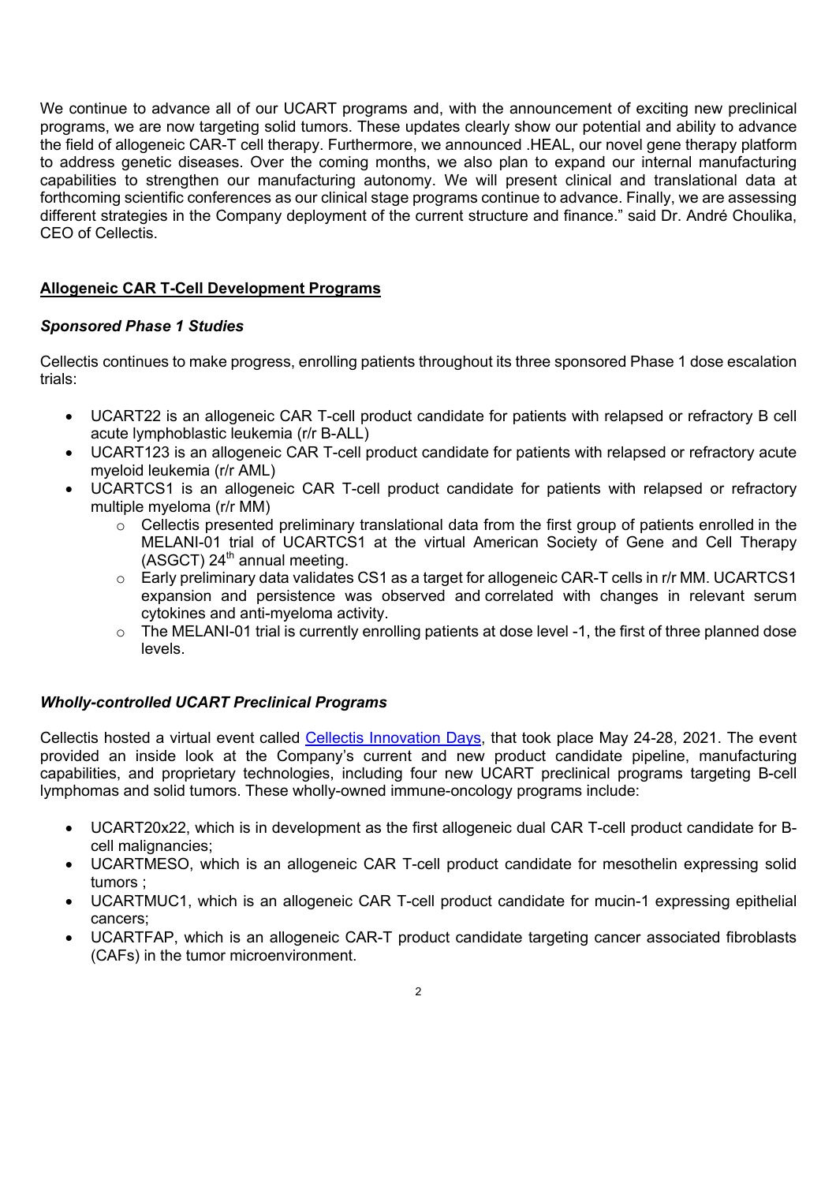We continue to advance all of our UCART programs and, with the announcement of exciting new preclinical programs, we are now targeting solid tumors. These updates clearly show our potential and ability to advance the field of allogeneic CAR-T cell therapy. Furthermore, we announced .HEAL, our novel gene therapy platform to address genetic diseases. Over the coming months, we also plan to expand our internal manufacturing capabilities to strengthen our manufacturing autonomy. We will present clinical and translational data at forthcoming scientific conferences as our clinical stage programs continue to advance. Finally, we are assessing different strategies in the Company deployment of the current structure and finance." said Dr. André Choulika, CEO of Cellectis.

## Allogeneic CAR T-Cell Development Programs

### *Sponsored Phase 1 Studies*

Cellectis continues to make progress, enrolling patients throughout its three sponsored Phase 1 dose escalation trials:

- UCART22 is an allogeneic CAR T-cell product candidate for patients with relapsed or refractory B cell acute lymphoblastic leukemia (r/r B-ALL)
- UCART123 is an allogeneic CAR T-cell product candidate for patients with relapsed or refractory acute myeloid leukemia (r/r AML)
- UCARTCS1 is an allogeneic CAR T-cell product candidate for patients with relapsed or refractory multiple myeloma (r/r MM)
  - Cellectis presented preliminary translational data from the first group of patients enrolled in the MELANI-01 trial of UCARTCS1 at the virtual American Society of Gene and Cell Therapy (ASGCT) 24th annual meeting.
  - Early preliminary data validates CS1 as a target for allogeneic CAR-T cells in r/r MM. UCARTCS1 expansion and persistence was observed and correlated with changes in relevant serum cytokines and anti-myeloma activity.
  - The MELANI-01 trial is currently enrolling patients at dose level -1, the first of three planned dose levels.

### *Wholly-controlled UCART Preclinical Programs*

Cellectis hosted a virtual event called Cellectis Innovation Days, that took place May 24-28, 2021. The event provided an inside look at the Company's current and new product candidate pipeline, manufacturing capabilities, and proprietary technologies, including four new UCART preclinical programs targeting B-cell lymphomas and solid tumors. These wholly-owned immune-oncology programs include:

- UCART20x22, which is in development as the first allogeneic dual CAR T-cell product candidate for B-cell malignancies;
- UCARTMESO, which is an allogeneic CAR T-cell product candidate for mesothelin expressing solid tumors ;
- UCARTMUC1, which is an allogeneic CAR T-cell product candidate for mucin-1 expressing epithelial cancers;
- UCARTFAP, which is an allogeneic CAR-T product candidate targeting cancer associated fibroblasts (CAFs) in the tumor microenvironment.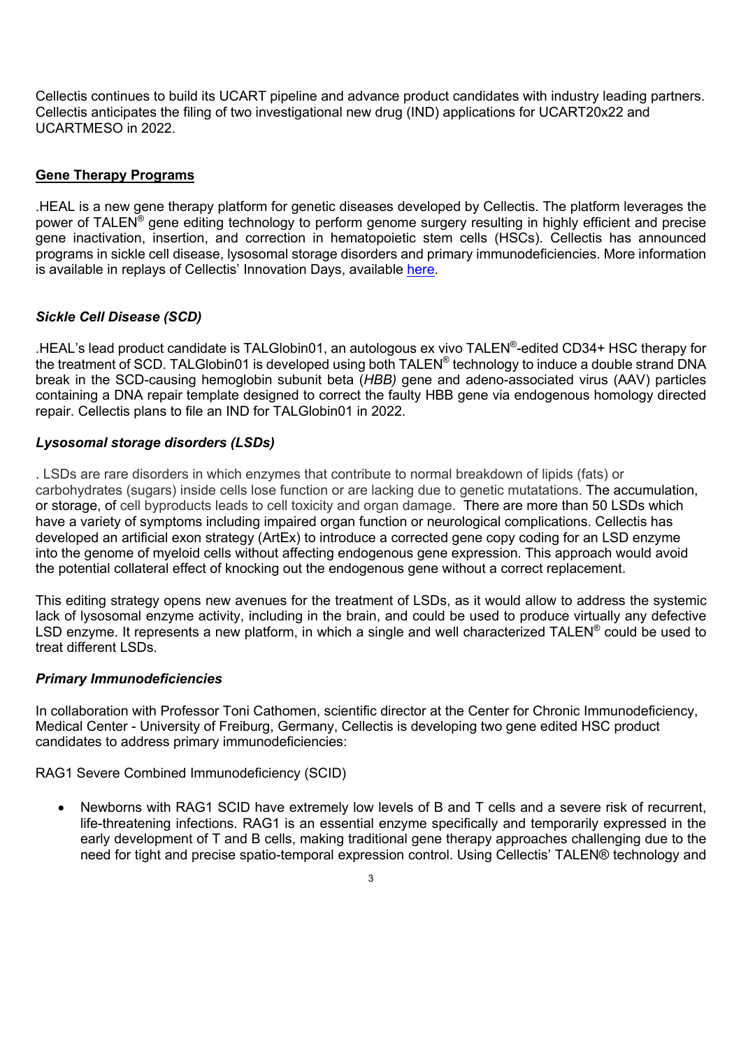Cellectis continues to build its UCART pipeline and advance product candidates with industry leading partners. Cellectis anticipates the filing of two investigational new drug (IND) applications for UCART20x22 and UCARTMESO in 2022.

**Gene Therapy Programs**

.HEAL is a new gene therapy platform for genetic diseases developed by Cellectis. The platform leverages the power of TALEN® gene editing technology to perform genome surgery resulting in highly efficient and precise gene inactivation, insertion, and correction in hematopoietic stem cells (HSCs). Cellectis has announced programs in sickle cell disease, lysosomal storage disorders and primary immunodeficiencies. More information is available in replays of Cellectis' Innovation Days, available here.

***Sickle Cell Disease (SCD)***

.HEAL's lead product candidate is TALGlobin01, an autologous ex vivo TALEN®-edited CD34+ HSC therapy for the treatment of SCD. TALGlobin01 is developed using both TALEN® technology to induce a double strand DNA break in the SCD-causing hemoglobin subunit beta (*HBB)* gene and adeno-associated virus (AAV) particles containing a DNA repair template designed to correct the faulty HBB gene via endogenous homology directed repair. Cellectis plans to file an IND for TALGlobin01 in 2022.

***Lysosomal storage disorders (LSDs)***

. LSDs are rare disorders in which enzymes that contribute to normal breakdown of lipids (fats) or carbohydrates (sugars) inside cells lose function or are lacking due to genetic mutatations. The accumulation, or storage, of cell byproducts leads to cell toxicity and organ damage. There are more than 50 LSDs which have a variety of symptoms including impaired organ function or neurological complications. Cellectis has developed an artificial exon strategy (ArtEx) to introduce a corrected gene copy coding for an LSD enzyme into the genome of myeloid cells without affecting endogenous gene expression. This approach would avoid the potential collateral effect of knocking out the endogenous gene without a correct replacement.

This editing strategy opens new avenues for the treatment of LSDs, as it would allow to address the systemic lack of lysosomal enzyme activity, including in the brain, and could be used to produce virtually any defective LSD enzyme. It represents a new platform, in which a single and well characterized TALEN® could be used to treat different LSDs.

***Primary Immunodeficiencies***

In collaboration with Professor Toni Cathomen, scientific director at the Center for Chronic Immunodeficiency, Medical Center - University of Freiburg, Germany, Cellectis is developing two gene edited HSC product candidates to address primary immunodeficiencies:

RAG1 Severe Combined Immunodeficiency (SCID)

- Newborns with RAG1 SCID have extremely low levels of B and T cells and a severe risk of recurrent, life-threatening infections. RAG1 is an essential enzyme specifically and temporarily expressed in the early development of T and B cells, making traditional gene therapy approaches challenging due to the need for tight and precise spatio-temporal expression control. Using Cellectis' TALEN® technology and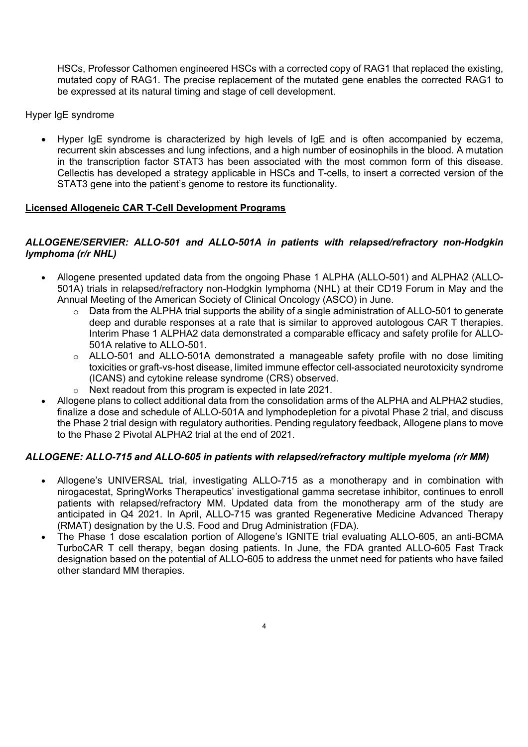HSCs, Professor Cathomen engineered HSCs with a corrected copy of RAG1 that replaced the existing, mutated copy of RAG1. The precise replacement of the mutated gene enables the corrected RAG1 to be expressed at its natural timing and stage of cell development.

Hyper IgE syndrome

- Hyper IgE syndrome is characterized by high levels of IgE and is often accompanied by eczema, recurrent skin abscesses and lung infections, and a high number of eosinophils in the blood. A mutation in the transcription factor STAT3 has been associated with the most common form of this disease. Cellectis has developed a strategy applicable in HSCs and T-cells, to insert a corrected version of the STAT3 gene into the patient's genome to restore its functionality.

**Licensed Allogeneic CAR T-Cell Development Programs**

***ALLOGENE/SERVIER: ALLO-501 and ALLO-501A in patients with relapsed/refractory non-Hodgkin lymphoma (r/r NHL)***

- Allogene presented updated data from the ongoing Phase 1 ALPHA (ALLO-501) and ALPHA2 (ALLO-501A) trials in relapsed/refractory non-Hodgkin lymphoma (NHL) at their CD19 Forum in May and the Annual Meeting of the American Society of Clinical Oncology (ASCO) in June.
  - Data from the ALPHA trial supports the ability of a single administration of ALLO-501 to generate deep and durable responses at a rate that is similar to approved autologous CAR T therapies. Interim Phase 1 ALPHA2 data demonstrated a comparable efficacy and safety profile for ALLO-501A relative to ALLO-501.
  - ALLO-501 and ALLO-501A demonstrated a manageable safety profile with no dose limiting toxicities or graft-vs-host disease, limited immune effector cell-associated neurotoxicity syndrome (ICANS) and cytokine release syndrome (CRS) observed.
  - Next readout from this program is expected in late 2021.
- Allogene plans to collect additional data from the consolidation arms of the ALPHA and ALPHA2 studies, finalize a dose and schedule of ALLO-501A and lymphodepletion for a pivotal Phase 2 trial, and discuss the Phase 2 trial design with regulatory authorities. Pending regulatory feedback, Allogene plans to move to the Phase 2 Pivotal ALPHA2 trial at the end of 2021.

***ALLOGENE: ALLO-715 and ALLO-605 in patients with relapsed/refractory multiple myeloma (r/r MM)***

- Allogene's UNIVERSAL trial, investigating ALLO-715 as a monotherapy and in combination with nirogacestat, SpringWorks Therapeutics' investigational gamma secretase inhibitor, continues to enroll patients with relapsed/refractory MM. Updated data from the monotherapy arm of the study are anticipated in Q4 2021. In April, ALLO-715 was granted Regenerative Medicine Advanced Therapy (RMAT) designation by the U.S. Food and Drug Administration (FDA).
- The Phase 1 dose escalation portion of Allogene's IGNITE trial evaluating ALLO-605, an anti-BCMA TurboCAR T cell therapy, began dosing patients. In June, the FDA granted ALLO-605 Fast Track designation based on the potential of ALLO-605 to address the unmet need for patients who have failed other standard MM therapies.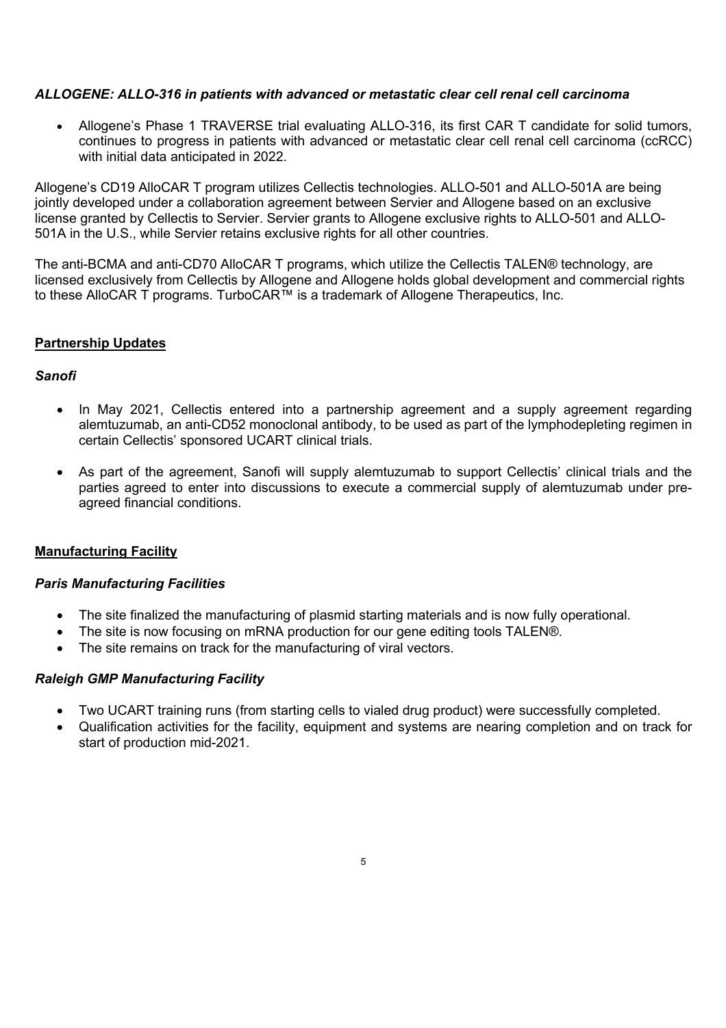### *ALLOGENE: ALLO-316 in patients with advanced or metastatic clear cell renal cell carcinoma*

- Allogene's Phase 1 TRAVERSE trial evaluating ALLO-316, its first CAR T candidate for solid tumors, continues to progress in patients with advanced or metastatic clear cell renal cell carcinoma (ccRCC) with initial data anticipated in 2022.

Allogene's CD19 AlloCAR T program utilizes Cellectis technologies. ALLO-501 and ALLO-501A are being jointly developed under a collaboration agreement between Servier and Allogene based on an exclusive license granted by Cellectis to Servier. Servier grants to Allogene exclusive rights to ALLO-501 and ALLO-501A in the U.S., while Servier retains exclusive rights for all other countries.

The anti-BCMA and anti-CD70 AlloCAR T programs, which utilize the Cellectis TALEN® technology, are licensed exclusively from Cellectis by Allogene and Allogene holds global development and commercial rights to these AlloCAR T programs. TurboCAR™ is a trademark of Allogene Therapeutics, Inc.

## Partnership Updates

### *Sanofi*

- In May 2021, Cellectis entered into a partnership agreement and a supply agreement regarding alemtuzumab, an anti-CD52 monoclonal antibody, to be used as part of the lymphodepleting regimen in certain Cellectis' sponsored UCART clinical trials.

- As part of the agreement, Sanofi will supply alemtuzumab to support Cellectis' clinical trials and the parties agreed to enter into discussions to execute a commercial supply of alemtuzumab under pre-agreed financial conditions.

## Manufacturing Facility

### *Paris Manufacturing Facilities*

- The site finalized the manufacturing of plasmid starting materials and is now fully operational.
- The site is now focusing on mRNA production for our gene editing tools TALEN®.
- The site remains on track for the manufacturing of viral vectors.

### *Raleigh GMP Manufacturing Facility*

- Two UCART training runs (from starting cells to vialed drug product) were successfully completed.
- Qualification activities for the facility, equipment and systems are nearing completion and on track for start of production mid-2021.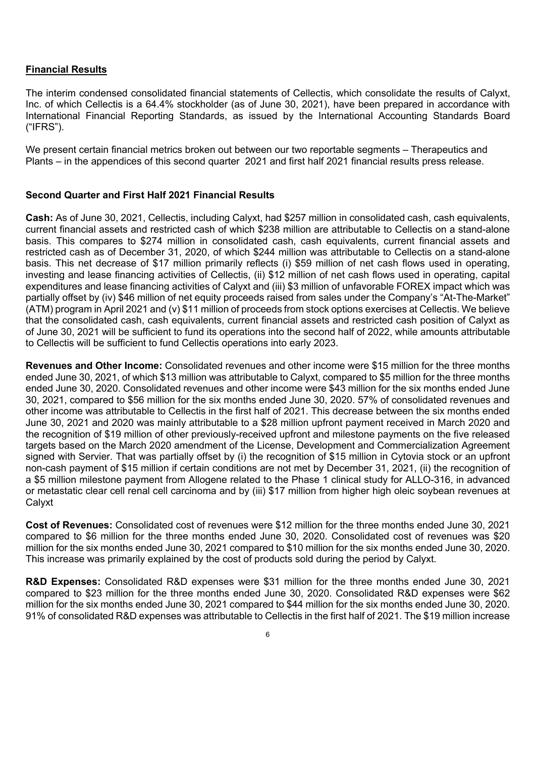## **Financial Results**

The interim condensed consolidated financial statements of Cellectis, which consolidate the results of Calyxt, Inc. of which Cellectis is a 64.4% stockholder (as of June 30, 2021), have been prepared in accordance with International Financial Reporting Standards, as issued by the International Accounting Standards Board ("IFRS").

We present certain financial metrics broken out between our two reportable segments – Therapeutics and Plants – in the appendices of this second quarter 2021 and first half 2021 financial results press release.

### **Second Quarter and First Half 2021 Financial Results**

**Cash:** As of June 30, 2021, Cellectis, including Calyxt, had $257 million in consolidated cash, cash equivalents, current financial assets and restricted cash of which $238 million are attributable to Cellectis on a stand-alone basis. This compares to $274 million in consolidated cash, cash equivalents, current financial assets and restricted cash as of December 31, 2020, of which $244 million was attributable to Cellectis on a stand-alone basis. This net decrease of $17 million primarily reflects (i) $59 million of net cash flows used in operating, investing and lease financing activities of Cellectis, (ii) $12 million of net cash flows used in operating, capital expenditures and lease financing activities of Calyxt and (iii) $3 million of unfavorable FOREX impact which was partially offset by (iv) $46 million of net equity proceeds raised from sales under the Company's "At-The-Market" (ATM) program in April 2021 and (v) $11 million of proceeds from stock options exercises at Cellectis. We believe that the consolidated cash, cash equivalents, current financial assets and restricted cash position of Calyxt as of June 30, 2021 will be sufficient to fund its operations into the second half of 2022, while amounts attributable to Cellectis will be sufficient to fund Cellectis operations into early 2023.

**Revenues and Other Income:** Consolidated revenues and other income were $15 million for the three months ended June 30, 2021, of which $13 million was attributable to Calyxt, compared to $5 million for the three months ended June 30, 2020. Consolidated revenues and other income were $43 million for the six months ended June 30, 2021, compared to $56 million for the six months ended June 30, 2020. 57% of consolidated revenues and other income was attributable to Cellectis in the first half of 2021. This decrease between the six months ended June 30, 2021 and 2020 was mainly attributable to a $28 million upfront payment received in March 2020 and the recognition of $19 million of other previously-received upfront and milestone payments on the five released targets based on the March 2020 amendment of the License, Development and Commercialization Agreement signed with Servier. That was partially offset by (i) the recognition of $15 million in Cytovia stock or an upfront non-cash payment of $15 million if certain conditions are not met by December 31, 2021, (ii) the recognition of a $5 million milestone payment from Allogene related to the Phase 1 clinical study for ALLO-316, in advanced or metastatic clear cell renal cell carcinoma and by (iii) $17 million from higher high oleic soybean revenues at Calyxt

**Cost of Revenues:** Consolidated cost of revenues were $12 million for the three months ended June 30, 2021 compared to $6 million for the three months ended June 30, 2020. Consolidated cost of revenues was $20 million for the six months ended June 30, 2021 compared to $10 million for the six months ended June 30, 2020. This increase was primarily explained by the cost of products sold during the period by Calyxt.

**R&D Expenses:** Consolidated R&D expenses were $31 million for the three months ended June 30, 2021 compared to $23 million for the three months ended June 30, 2020. Consolidated R&D expenses were $62 million for the six months ended June 30, 2021 compared to $44 million for the six months ended June 30, 2020. 91% of consolidated R&D expenses was attributable to Cellectis in the first half of 2021. The $19 million increase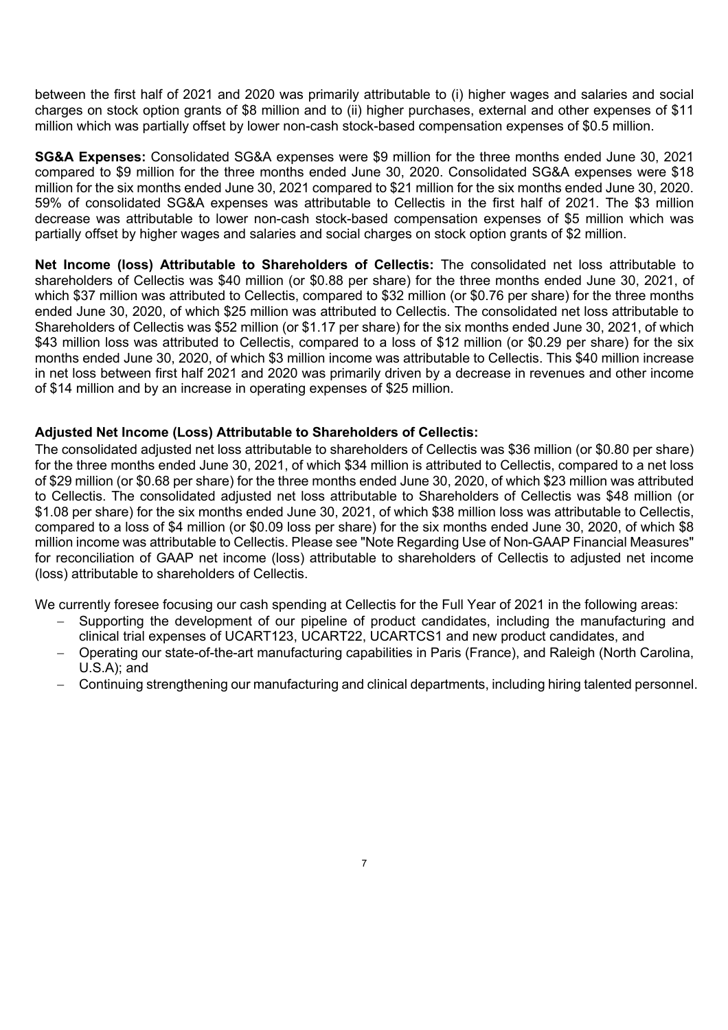between the first half of 2021 and 2020 was primarily attributable to (i) higher wages and salaries and social charges on stock option grants of $8 million and to (ii) higher purchases, external and other expenses of $11 million which was partially offset by lower non-cash stock-based compensation expenses of $0.5 million.

**SG&A Expenses:** Consolidated SG&A expenses were $9 million for the three months ended June 30, 2021 compared to $9 million for the three months ended June 30, 2020. Consolidated SG&A expenses were $18 million for the six months ended June 30, 2021 compared to $21 million for the six months ended June 30, 2020. 59% of consolidated SG&A expenses was attributable to Cellectis in the first half of 2021. The $3 million decrease was attributable to lower non-cash stock-based compensation expenses of $5 million which was partially offset by higher wages and salaries and social charges on stock option grants of $2 million.

**Net Income (loss) Attributable to Shareholders of Cellectis:** The consolidated net loss attributable to shareholders of Cellectis was $40 million (or $0.88 per share) for the three months ended June 30, 2021, of which $37 million was attributed to Cellectis, compared to $32 million (or $0.76 per share) for the three months ended June 30, 2020, of which $25 million was attributed to Cellectis. The consolidated net loss attributable to Shareholders of Cellectis was $52 million (or $1.17 per share) for the six months ended June 30, 2021, of which $43 million loss was attributed to Cellectis, compared to a loss of $12 million (or $0.29 per share) for the six months ended June 30, 2020, of which $3 million income was attributable to Cellectis. This $40 million increase in net loss between first half 2021 and 2020 was primarily driven by a decrease in revenues and other income of $14 million and by an increase in operating expenses of $25 million.

**Adjusted Net Income (Loss) Attributable to Shareholders of Cellectis:**

The consolidated adjusted net loss attributable to shareholders of Cellectis was $36 million (or $0.80 per share) for the three months ended June 30, 2021, of which $34 million is attributed to Cellectis, compared to a net loss of $29 million (or $0.68 per share) for the three months ended June 30, 2020, of which $23 million was attributed to Cellectis. The consolidated adjusted net loss attributable to Shareholders of Cellectis was $48 million (or $1.08 per share) for the six months ended June 30, 2021, of which $38 million loss was attributable to Cellectis, compared to a loss of $4 million (or $0.09 loss per share) for the six months ended June 30, 2020, of which $8 million income was attributable to Cellectis. Please see "Note Regarding Use of Non-GAAP Financial Measures" for reconciliation of GAAP net income (loss) attributable to shareholders of Cellectis to adjusted net income (loss) attributable to shareholders of Cellectis.

We currently foresee focusing our cash spending at Cellectis for the Full Year of 2021 in the following areas:

- Supporting the development of our pipeline of product candidates, including the manufacturing and clinical trial expenses of UCART123, UCART22, UCARTCS1 and new product candidates, and
- Operating our state-of-the-art manufacturing capabilities in Paris (France), and Raleigh (North Carolina, U.S.A); and
- Continuing strengthening our manufacturing and clinical departments, including hiring talented personnel.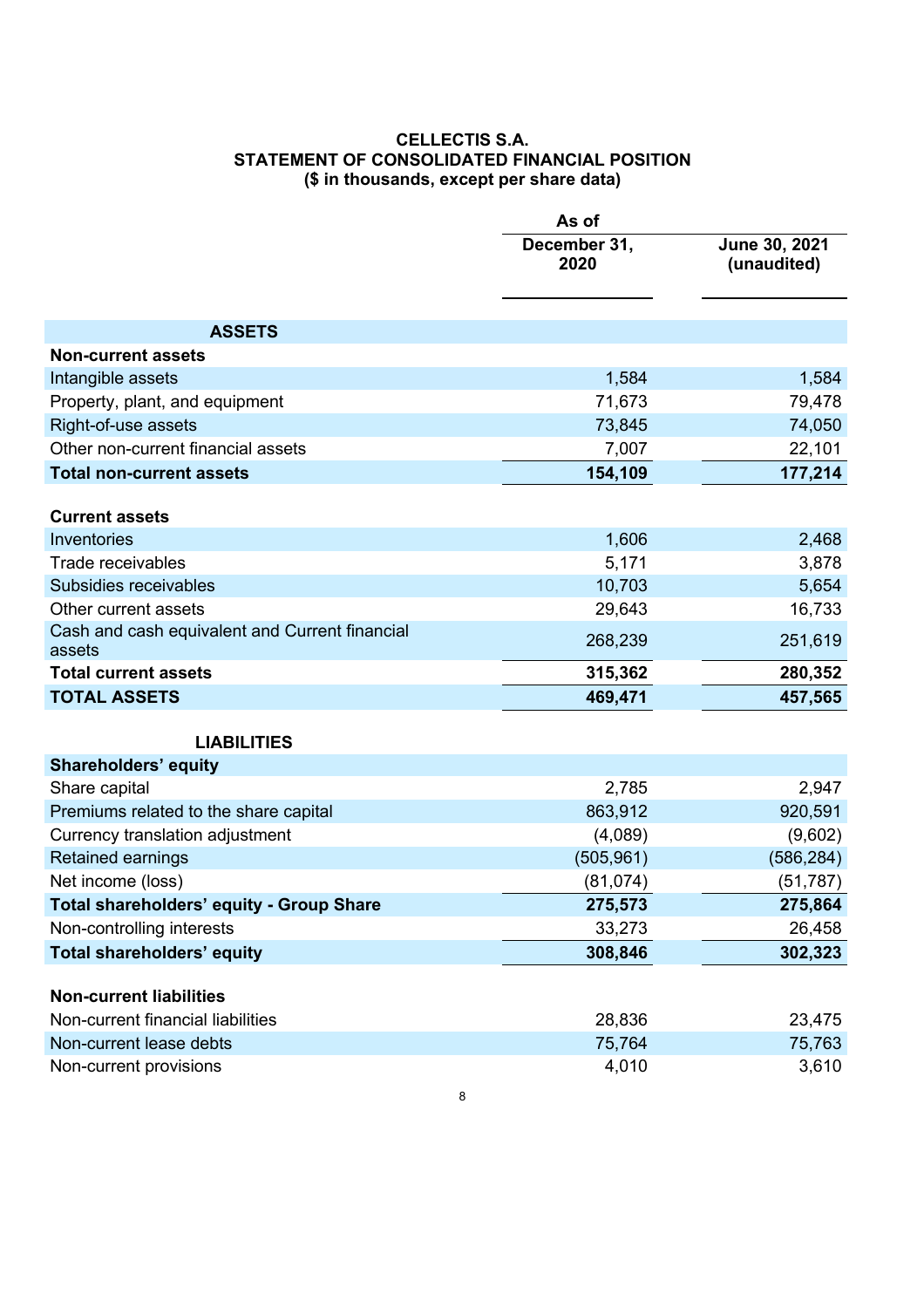**CELLECTIS S.A.**
**STATEMENT OF CONSOLIDATED FINANCIAL POSITION**
**($ in thousands, except per share data)**

| | As of | |
|---|---|---|
| | December 31, 2020 | June 30, 2021 (unaudited) |
| **ASSETS** | | |
| **Non-current assets** | | |
| Intangible assets | 1,584 | 1,584 |
| Property, plant, and equipment | 71,673 | 79,478 |
| Right-of-use assets | 73,845 | 74,050 |
| Other non-current financial assets | 7,007 | 22,101 |
| **Total non-current assets** | **154,109** | **177,214** |
| **Current assets** | | |
| Inventories | 1,606 | 2,468 |
| Trade receivables | 5,171 | 3,878 |
| Subsidies receivables | 10,703 | 5,654 |
| Other current assets | 29,643 | 16,733 |
| Cash and cash equivalent and Current financial assets | 268,239 | 251,619 |
| **Total current assets** | **315,362** | **280,352** |
| **TOTAL ASSETS** | **469,471** | **457,565** |
| **LIABILITIES** | | |
| **Shareholders' equity** | | |
| Share capital | 2,785 | 2,947 |
| Premiums related to the share capital | 863,912 | 920,591 |
| Currency translation adjustment | (4,089) | (9,602) |
| Retained earnings | (505,961) | (586,284) |
| Net income (loss) | (81,074) | (51,787) |
| **Total shareholders' equity - Group Share** | **275,573** | **275,864** |
| Non-controlling interests | 33,273 | 26,458 |
| **Total shareholders' equity** | **308,846** | **302,323** |
| **Non-current liabilities** | | |
| Non-current financial liabilities | 28,836 | 23,475 |
| Non-current lease debts | 75,764 | 75,763 |
| Non-current provisions | 4,010 | 3,610 |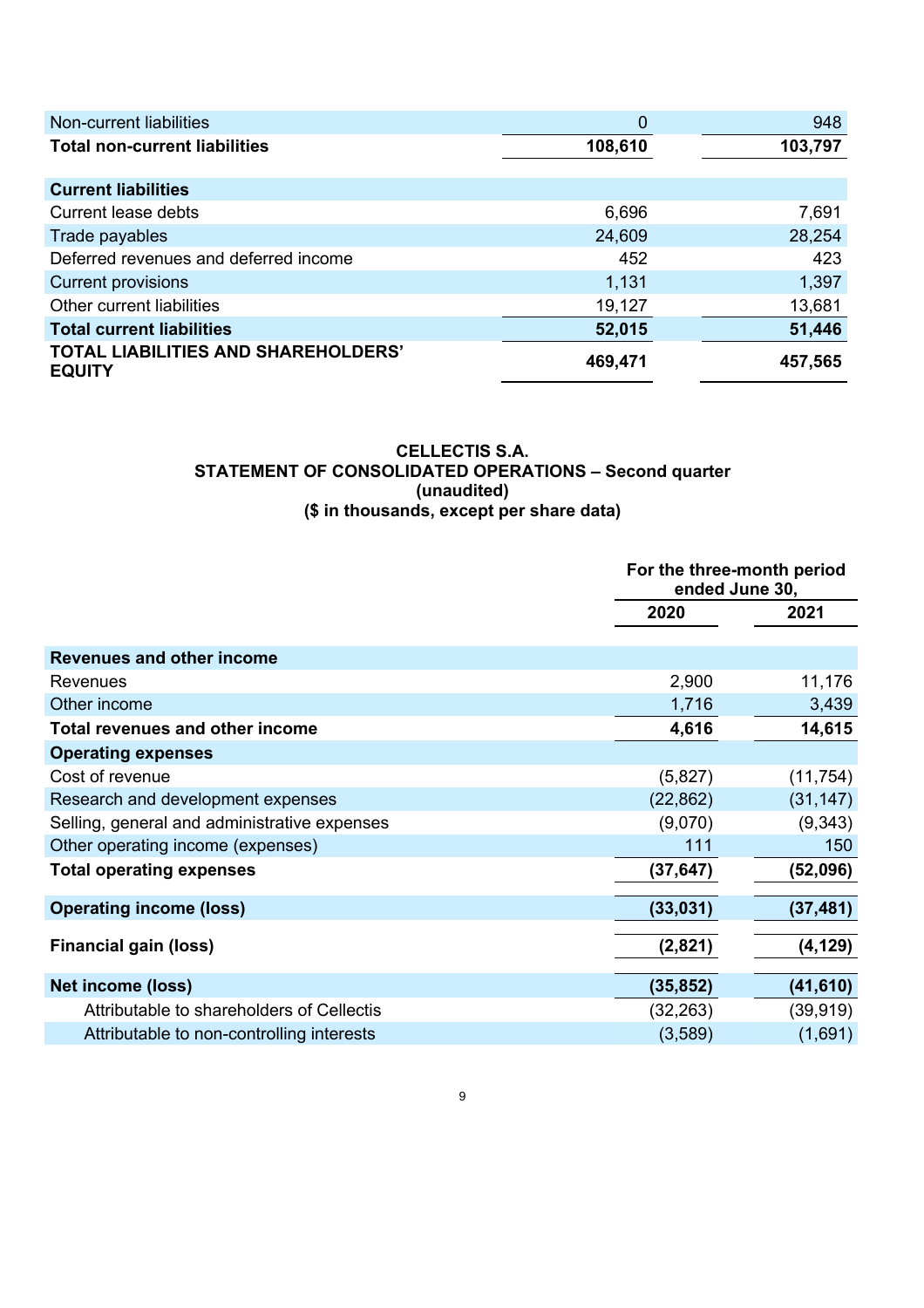| | | |
|---|---|---|
| Non-current liabilities | 0 | 948 |
| **Total non-current liabilities** | **108,610** | **103,797** |
| | | |
| **Current liabilities** | | |
| Current lease debts | 6,696 | 7,691 |
| Trade payables | 24,609 | 28,254 |
| Deferred revenues and deferred income | 452 | 423 |
| Current provisions | 1,131 | 1,397 |
| Other current liabilities | 19,127 | 13,681 |
| **Total current liabilities** | **52,015** | **51,446** |
| **TOTAL LIABILITIES AND SHAREHOLDERS' EQUITY** | **469,471** | **457,565** |

**CELLECTIS S.A.**
**STATEMENT OF CONSOLIDATED OPERATIONS – Second quarter**
**(unaudited)**
**($ in thousands, except per share data)**

| | For the three-month period ended June 30, | |
|---|---|---|
| | **2020** | **2021** |
| **Revenues and other income** | | |
| Revenues | 2,900 | 11,176 |
| Other income | 1,716 | 3,439 |
| **Total revenues and other income** | **4,616** | **14,615** |
| **Operating expenses** | | |
| Cost of revenue | (5,827) | (11,754) |
| Research and development expenses | (22,862) | (31,147) |
| Selling, general and administrative expenses | (9,070) | (9,343) |
| Other operating income (expenses) | 111 | 150 |
| **Total operating expenses** | **(37,647)** | **(52,096)** |
| **Operating income (loss)** | **(33,031)** | **(37,481)** |
| **Financial gain (loss)** | **(2,821)** | **(4,129)** |
| **Net income (loss)** | **(35,852)** | **(41,610)** |
| Attributable to shareholders of Cellectis | (32,263) | (39,919) |
| Attributable to non-controlling interests | (3,589) | (1,691) |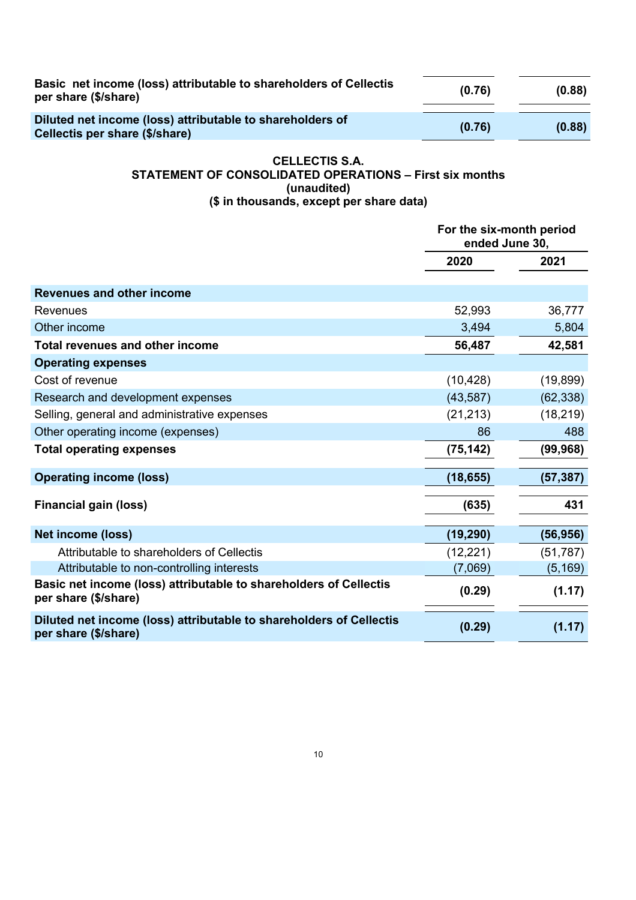| | | |
|---|---|---|
| **Basic net income (loss) attributable to shareholders of Cellectis per share ($/share)** | **(0.76)** | **(0.88)** |
| **Diluted net income (loss) attributable to shareholders of Cellectis per share ($/share)** | **(0.76)** | **(0.88)** |

**CELLECTIS S.A.**
**STATEMENT OF CONSOLIDATED OPERATIONS – First six months**
**(unaudited)**
**($ in thousands, except per share data)**

| | For the six-month period ended June 30, | |
|---|---|---|
| | **2020** | **2021** |
| **Revenues and other income** | | |
| Revenues | 52,993 | 36,777 |
| Other income | 3,494 | 5,804 |
| **Total revenues and other income** | **56,487** | **42,581** |
| **Operating expenses** | | |
| Cost of revenue | (10,428) | (19,899) |
| Research and development expenses | (43,587) | (62,338) |
| Selling, general and administrative expenses | (21,213) | (18,219) |
| Other operating income (expenses) | 86 | 488 |
| **Total operating expenses** | **(75,142)** | **(99,968)** |
| **Operating income (loss)** | **(18,655)** | **(57,387)** |
| **Financial gain (loss)** | **(635)** | **431** |
| **Net income (loss)** | **(19,290)** | **(56,956)** |
| Attributable to shareholders of Cellectis | (12,221) | (51,787) |
| Attributable to non-controlling interests | (7,069) | (5,169) |
| **Basic net income (loss) attributable to shareholders of Cellectis per share ($/share)** | **(0.29)** | **(1.17)** |
| **Diluted net income (loss) attributable to shareholders of Cellectis per share ($/share)** | **(0.29)** | **(1.17)** |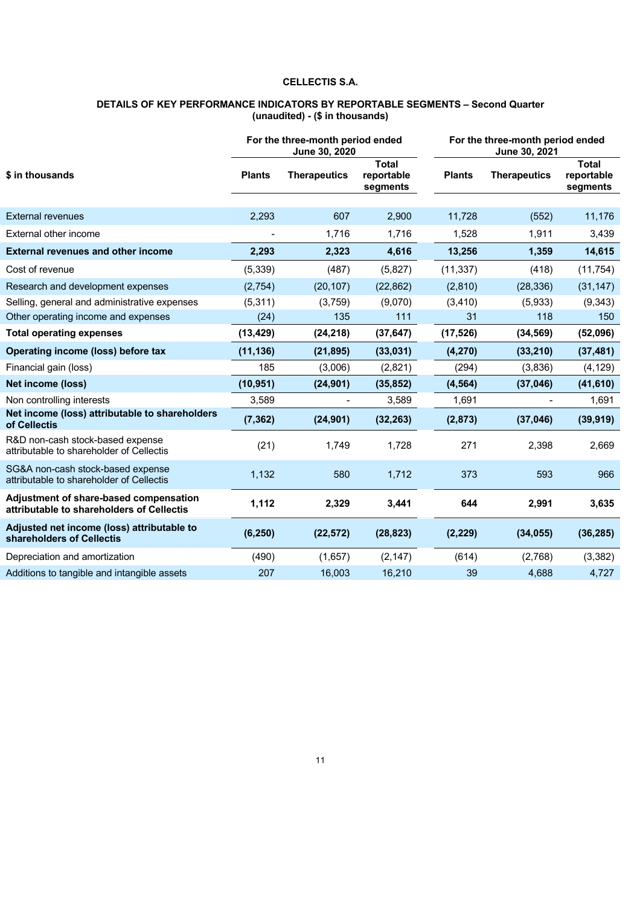**CELLECTIS S.A.**

**DETAILS OF KEY PERFORMANCE INDICATORS BY REPORTABLE SEGMENTS – Second Quarter (unaudited) - ($ in thousands)**

| | For the three-month period ended June 30, 2020 | | | For the three-month period ended June 30, 2021 | | |
|---|---|---|---|---|---|---|
| **$ in thousands** | **Plants** | **Therapeutics** | **Total reportable segments** | **Plants** | **Therapeutics** | **Total reportable segments** |
| External revenues | 2,293 | 607 | 2,900 | 11,728 | (552) | 11,176 |
| External other income | - | 1,716 | 1,716 | 1,528 | 1,911 | 3,439 |
| **External revenues and other income** | **2,293** | **2,323** | **4,616** | **13,256** | **1,359** | **14,615** |
| Cost of revenue | (5,339) | (487) | (5,827) | (11,337) | (418) | (11,754) |
| Research and development expenses | (2,754) | (20,107) | (22,862) | (2,810) | (28,336) | (31,147) |
| Selling, general and administrative expenses | (5,311) | (3,759) | (9,070) | (3,410) | (5,933) | (9,343) |
| Other operating income and expenses | (24) | 135 | 111 | 31 | 118 | 150 |
| **Total operating expenses** | **(13,429)** | **(24,218)** | **(37,647)** | **(17,526)** | **(34,569)** | **(52,096)** |
| **Operating income (loss) before tax** | **(11,136)** | **(21,895)** | **(33,031)** | **(4,270)** | **(33,210)** | **(37,481)** |
| Financial gain (loss) | 185 | (3,006) | (2,821) | (294) | (3,836) | (4,129) |
| **Net income (loss)** | **(10,951)** | **(24,901)** | **(35,852)** | **(4,564)** | **(37,046)** | **(41,610)** |
| Non controlling interests | 3,589 | - | 3,589 | 1,691 | - | 1,691 |
| **Net income (loss) attributable to shareholders of Cellectis** | **(7,362)** | **(24,901)** | **(32,263)** | **(2,873)** | **(37,046)** | **(39,919)** |
| R&D non-cash stock-based expense attributable to shareholder of Cellectis | (21) | 1,749 | 1,728 | 271 | 2,398 | 2,669 |
| SG&A non-cash stock-based expense attributable to shareholder of Cellectis | 1,132 | 580 | 1,712 | 373 | 593 | 966 |
| **Adjustment of share-based compensation attributable to shareholders of Cellectis** | **1,112** | **2,329** | **3,441** | **644** | **2,991** | **3,635** |
| **Adjusted net income (loss) attributable to shareholders of Cellectis** | **(6,250)** | **(22,572)** | **(28,823)** | **(2,229)** | **(34,055)** | **(36,285)** |
| Depreciation and amortization | (490) | (1,657) | (2,147) | (614) | (2,768) | (3,382) |
| Additions to tangible and intangible assets | 207 | 16,003 | 16,210 | 39 | 4,688 | 4,727 |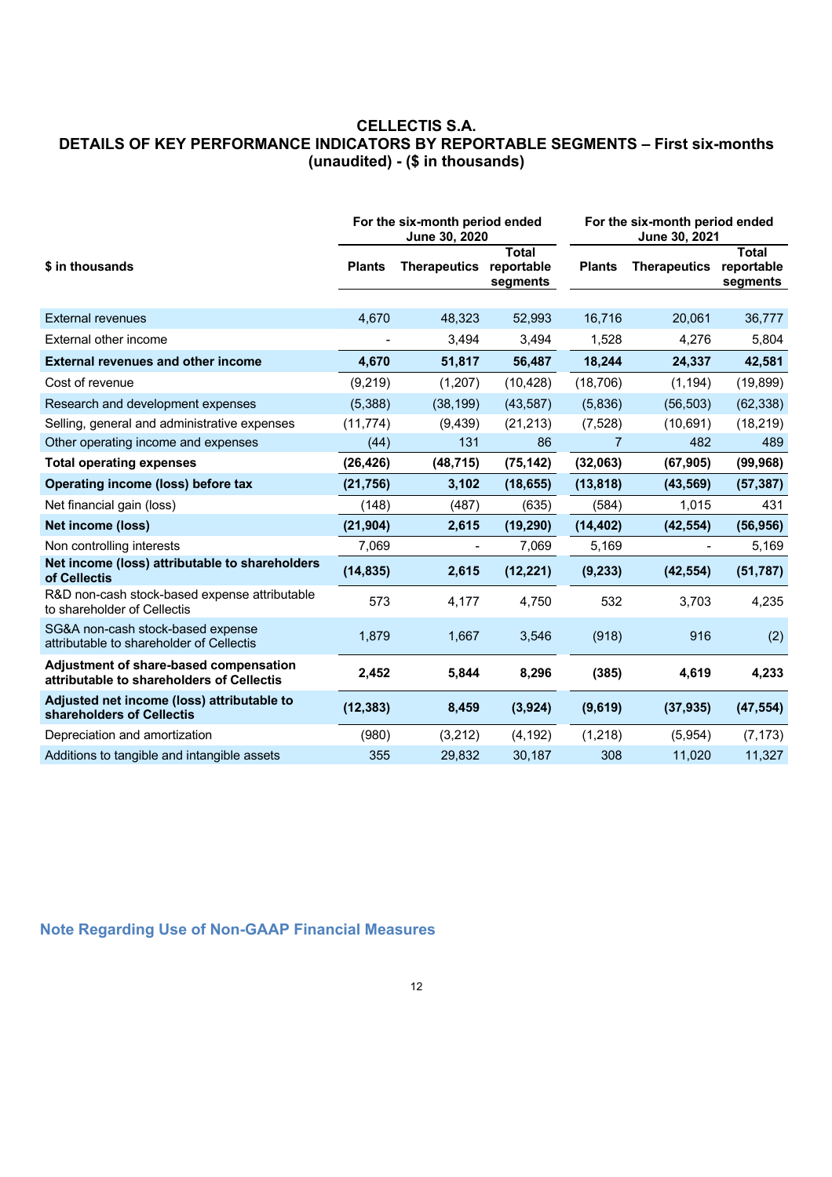## CELLECTIS S.A.
## DETAILS OF KEY PERFORMANCE INDICATORS BY REPORTABLE SEGMENTS – First six-months (unaudited) - ($ in thousands)

| | For the six-month period ended June 30, 2020 | | | For the six-month period ended June 30, 2021 | | |
|---|---|---|---|---|---|---|
| **$ in thousands** | **Plants** | **Therapeutics** | **Total reportable segments** | **Plants** | **Therapeutics** | **Total reportable segments** |
| External revenues | 4,670 | 48,323 | 52,993 | 16,716 | 20,061 | 36,777 |
| External other income | - | 3,494 | 3,494 | 1,528 | 4,276 | 5,804 |
| **External revenues and other income** | **4,670** | **51,817** | **56,487** | **18,244** | **24,337** | **42,581** |
| Cost of revenue | (9,219) | (1,207) | (10,428) | (18,706) | (1,194) | (19,899) |
| Research and development expenses | (5,388) | (38,199) | (43,587) | (5,836) | (56,503) | (62,338) |
| Selling, general and administrative expenses | (11,774) | (9,439) | (21,213) | (7,528) | (10,691) | (18,219) |
| Other operating income and expenses | (44) | 131 | 86 | 7 | 482 | 489 |
| **Total operating expenses** | **(26,426)** | **(48,715)** | **(75,142)** | **(32,063)** | **(67,905)** | **(99,968)** |
| **Operating income (loss) before tax** | **(21,756)** | **3,102** | **(18,655)** | **(13,818)** | **(43,569)** | **(57,387)** |
| Net financial gain (loss) | (148) | (487) | (635) | (584) | 1,015 | 431 |
| **Net income (loss)** | **(21,904)** | **2,615** | **(19,290)** | **(14,402)** | **(42,554)** | **(56,956)** |
| Non controlling interests | 7,069 | - | 7,069 | 5,169 | - | 5,169 |
| **Net income (loss) attributable to shareholders of Cellectis** | **(14,835)** | **2,615** | **(12,221)** | **(9,233)** | **(42,554)** | **(51,787)** |
| R&D non-cash stock-based expense attributable to shareholder of Cellectis | 573 | 4,177 | 4,750 | 532 | 3,703 | 4,235 |
| SG&A non-cash stock-based expense attributable to shareholder of Cellectis | 1,879 | 1,667 | 3,546 | (918) | 916 | (2) |
| **Adjustment of share-based compensation attributable to shareholders of Cellectis** | **2,452** | **5,844** | **8,296** | **(385)** | **4,619** | **4,233** |
| **Adjusted net income (loss) attributable to shareholders of Cellectis** | **(12,383)** | **8,459** | **(3,924)** | **(9,619)** | **(37,935)** | **(47,554)** |
| Depreciation and amortization | (980) | (3,212) | (4,192) | (1,218) | (5,954) | (7,173) |
| Additions to tangible and intangible assets | 355 | 29,832 | 30,187 | 308 | 11,020 | 11,327 |

## Note Regarding Use of Non-GAAP Financial Measures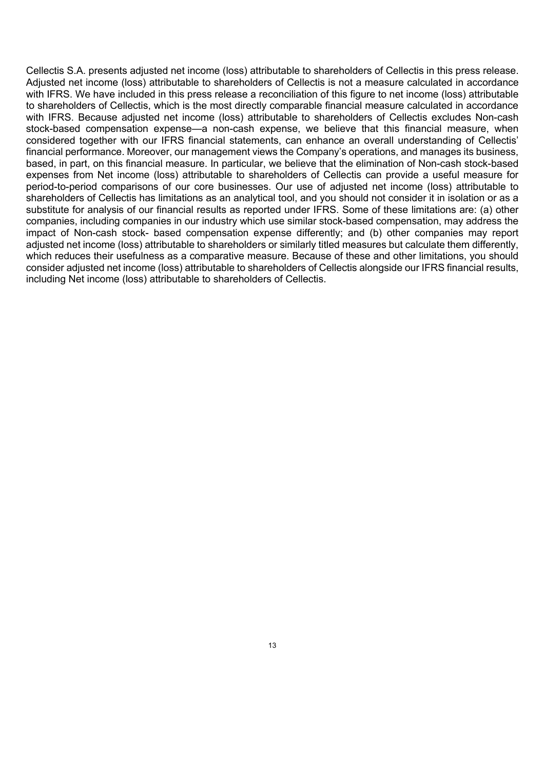Cellectis S.A. presents adjusted net income (loss) attributable to shareholders of Cellectis in this press release. Adjusted net income (loss) attributable to shareholders of Cellectis is not a measure calculated in accordance with IFRS. We have included in this press release a reconciliation of this figure to net income (loss) attributable to shareholders of Cellectis, which is the most directly comparable financial measure calculated in accordance with IFRS. Because adjusted net income (loss) attributable to shareholders of Cellectis excludes Non-cash stock-based compensation expense—a non-cash expense, we believe that this financial measure, when considered together with our IFRS financial statements, can enhance an overall understanding of Cellectis' financial performance. Moreover, our management views the Company's operations, and manages its business, based, in part, on this financial measure. In particular, we believe that the elimination of Non-cash stock-based expenses from Net income (loss) attributable to shareholders of Cellectis can provide a useful measure for period-to-period comparisons of our core businesses. Our use of adjusted net income (loss) attributable to shareholders of Cellectis has limitations as an analytical tool, and you should not consider it in isolation or as a substitute for analysis of our financial results as reported under IFRS. Some of these limitations are: (a) other companies, including companies in our industry which use similar stock-based compensation, may address the impact of Non-cash stock- based compensation expense differently; and (b) other companies may report adjusted net income (loss) attributable to shareholders or similarly titled measures but calculate them differently, which reduces their usefulness as a comparative measure. Because of these and other limitations, you should consider adjusted net income (loss) attributable to shareholders of Cellectis alongside our IFRS financial results, including Net income (loss) attributable to shareholders of Cellectis.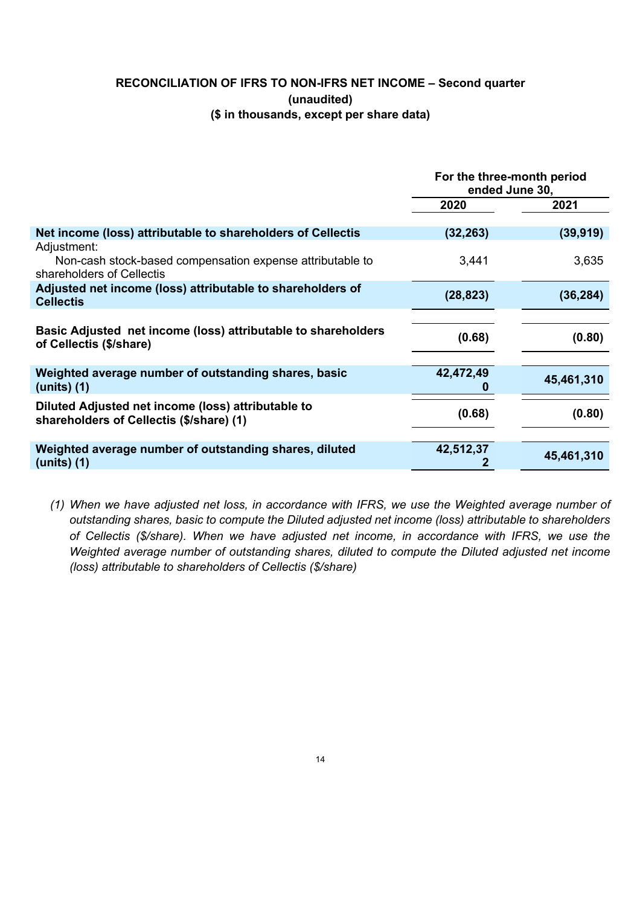**RECONCILIATION OF IFRS TO NON-IFRS NET INCOME – Second quarter**
**(unaudited)**
**($ in thousands, except per share data)**

| | For the three-month period ended June 30, | |
|---|---|---|
| | 2020 | 2021 |
| **Net income (loss) attributable to shareholders of Cellectis** | **(32,263)** | **(39,919)** |
| Adjustment: | | |
| Non-cash stock-based compensation expense attributable to shareholders of Cellectis | 3,441 | 3,635 |
| **Adjusted net income (loss) attributable to shareholders of Cellectis** | **(28,823)** | **(36,284)** |
| **Basic Adjusted net income (loss) attributable to shareholders of Cellectis ($/share)** | **(0.68)** | **(0.80)** |
| **Weighted average number of outstanding shares, basic (units) (1)** | **42,472,490** | **45,461,310** |
| **Diluted Adjusted net income (loss) attributable to shareholders of Cellectis ($/share) (1)** | **(0.68)** | **(0.80)** |
| **Weighted average number of outstanding shares, diluted (units) (1)** | **42,512,372** | **45,461,310** |

*(1) When we have adjusted net loss, in accordance with IFRS, we use the Weighted average number of outstanding shares, basic to compute the Diluted adjusted net income (loss) attributable to shareholders of Cellectis ($/share). When we have adjusted net income, in accordance with IFRS, we use the Weighted average number of outstanding shares, diluted to compute the Diluted adjusted net income (loss) attributable to shareholders of Cellectis ($/share)*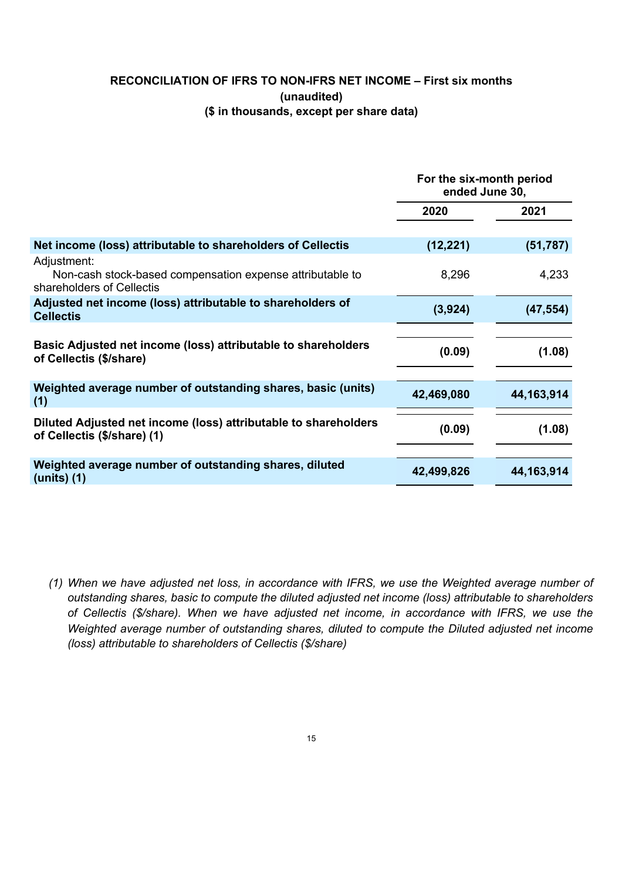**RECONCILIATION OF IFRS TO NON-IFRS NET INCOME – First six months**
**(unaudited)**
**($ in thousands, except per share data)**

| | For the six-month period ended June 30, | |
|---|---|---|
| | **2020** | **2021** |
| **Net income (loss) attributable to shareholders of Cellectis** | **(12,221)** | **(51,787)** |
| Adjustment: | | |
| Non-cash stock-based compensation expense attributable to shareholders of Cellectis | 8,296 | 4,233 |
| **Adjusted net income (loss) attributable to shareholders of Cellectis** | **(3,924)** | **(47,554)** |
| **Basic Adjusted net income (loss) attributable to shareholders of Cellectis ($/share)** | **(0.09)** | **(1.08)** |
| **Weighted average number of outstanding shares, basic (units) (1)** | **42,469,080** | **44,163,914** |
| **Diluted Adjusted net income (loss) attributable to shareholders of Cellectis ($/share) (1)** | **(0.09)** | **(1.08)** |
| **Weighted average number of outstanding shares, diluted (units) (1)** | **42,499,826** | **44,163,914** |

*(1) When we have adjusted net loss, in accordance with IFRS, we use the Weighted average number of outstanding shares, basic to compute the diluted adjusted net income (loss) attributable to shareholders of Cellectis ($/share). When we have adjusted net income, in accordance with IFRS, we use the Weighted average number of outstanding shares, diluted to compute the Diluted adjusted net income (loss) attributable to shareholders of Cellectis ($/share)*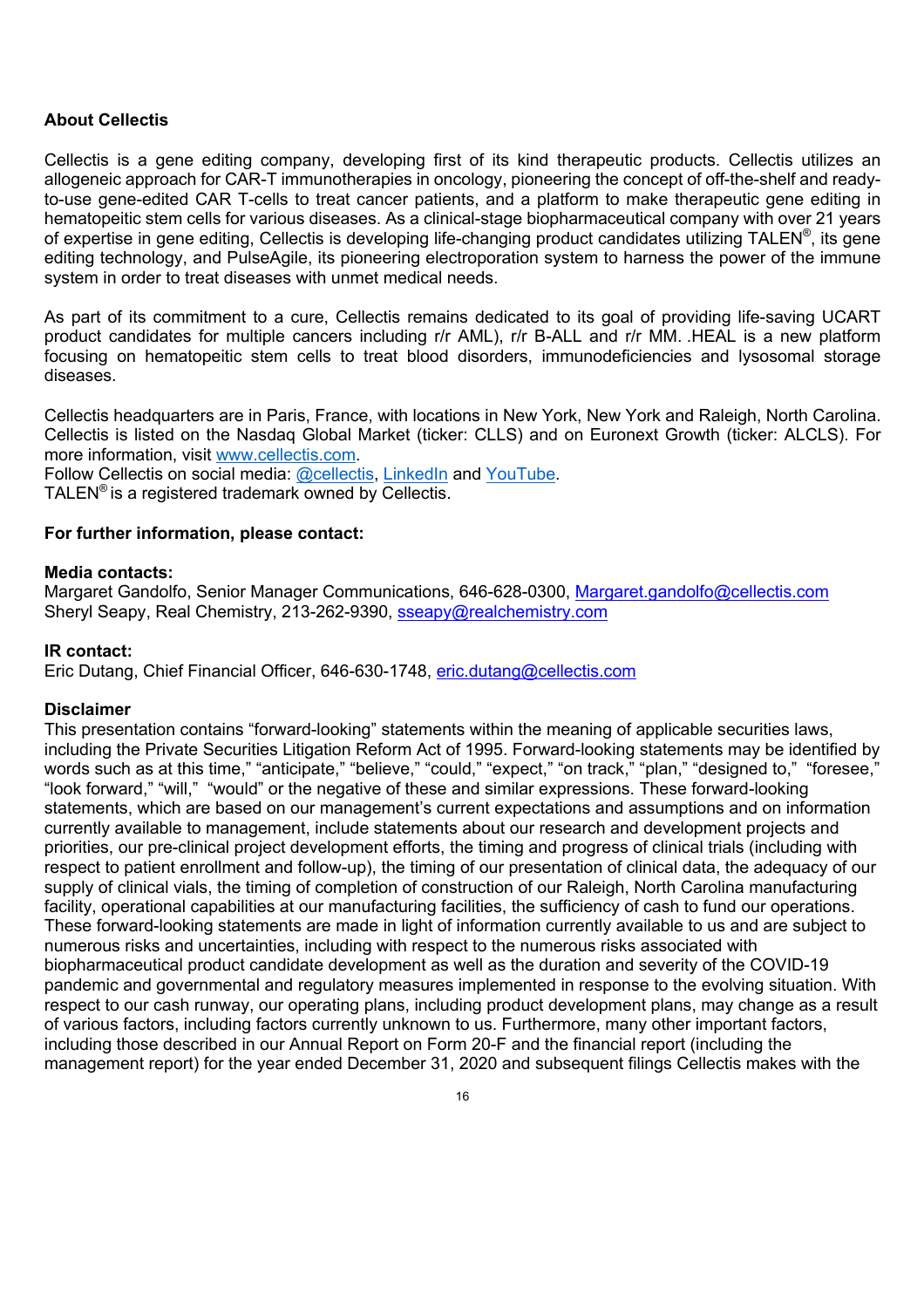**About Cellectis**

Cellectis is a gene editing company, developing first of its kind therapeutic products. Cellectis utilizes an allogeneic approach for CAR-T immunotherapies in oncology, pioneering the concept of off-the-shelf and ready-to-use gene-edited CAR T-cells to treat cancer patients, and a platform to make therapeutic gene editing in hematopeitic stem cells for various diseases. As a clinical-stage biopharmaceutical company with over 21 years of expertise in gene editing, Cellectis is developing life-changing product candidates utilizing TALEN®, its gene editing technology, and PulseAgile, its pioneering electroporation system to harness the power of the immune system in order to treat diseases with unmet medical needs.

As part of its commitment to a cure, Cellectis remains dedicated to its goal of providing life-saving UCART product candidates for multiple cancers including r/r AML), r/r B-ALL and r/r MM. .HEAL is a new platform focusing on hematopeitic stem cells to treat blood disorders, immunodeficiencies and lysosomal storage diseases.

Cellectis headquarters are in Paris, France, with locations in New York, New York and Raleigh, North Carolina. Cellectis is listed on the Nasdaq Global Market (ticker: CLLS) and on Euronext Growth (ticker: ALCLS). For more information, visit www.cellectis.com.
Follow Cellectis on social media: @cellectis, LinkedIn and YouTube.
TALEN® is a registered trademark owned by Cellectis.

**For further information, please contact:**

**Media contacts:**
Margaret Gandolfo, Senior Manager Communications, 646-628-0300, Margaret.gandolfo@cellectis.com
Sheryl Seapy, Real Chemistry, 213-262-9390, sseapy@realchemistry.com

**IR contact:**
Eric Dutang, Chief Financial Officer, 646-630-1748, eric.dutang@cellectis.com

**Disclaimer**
This presentation contains “forward-looking” statements within the meaning of applicable securities laws, including the Private Securities Litigation Reform Act of 1995. Forward-looking statements may be identified by words such as at this time,” “anticipate,” “believe,” “could,” “expect,” “on track,” “plan,” “designed to,” “foresee,” “look forward,” “will,” “would” or the negative of these and similar expressions. These forward-looking statements, which are based on our management’s current expectations and assumptions and on information currently available to management, include statements about our research and development projects and priorities, our pre-clinical project development efforts, the timing and progress of clinical trials (including with respect to patient enrollment and follow-up), the timing of our presentation of clinical data, the adequacy of our supply of clinical vials, the timing of completion of construction of our Raleigh, North Carolina manufacturing facility, operational capabilities at our manufacturing facilities, the sufficiency of cash to fund our operations. These forward-looking statements are made in light of information currently available to us and are subject to numerous risks and uncertainties, including with respect to the numerous risks associated with biopharmaceutical product candidate development as well as the duration and severity of the COVID-19 pandemic and governmental and regulatory measures implemented in response to the evolving situation. With respect to our cash runway, our operating plans, including product development plans, may change as a result of various factors, including factors currently unknown to us. Furthermore, many other important factors, including those described in our Annual Report on Form 20-F and the financial report (including the management report) for the year ended December 31, 2020 and subsequent filings Cellectis makes with the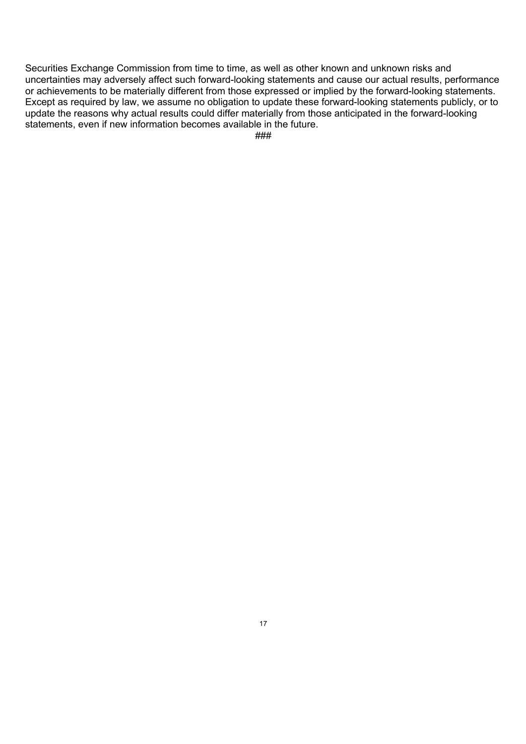Securities Exchange Commission from time to time, as well as other known and unknown risks and uncertainties may adversely affect such forward-looking statements and cause our actual results, performance or achievements to be materially different from those expressed or implied by the forward-looking statements. Except as required by law, we assume no obligation to update these forward-looking statements publicly, or to update the reasons why actual results could differ materially from those anticipated in the forward-looking statements, even if new information becomes available in the future.

###